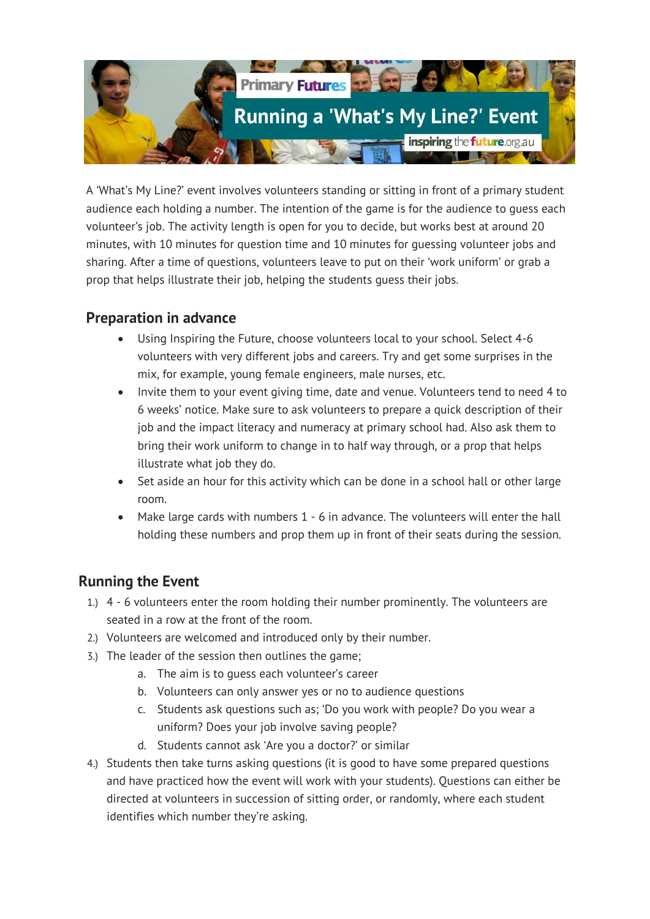# Running a 'What's My Line?' Event

A 'What's My Line?' event involves volunteers standing or sitting in front of a primary student audience each holding a number. The intention of the game is for the audience to guess each volunteer's job. The activity length is open for you to decide, but works best at around 20 minutes, with 10 minutes for question time and 10 minutes for guessing volunteer jobs and sharing. After a time of questions, volunteers leave to put on their 'work uniform' or grab a prop that helps illustrate their job, helping the students guess their jobs.

## Preparation in advance

- Using Inspiring the Future, choose volunteers local to your school. Select 4-6 volunteers with very different jobs and careers. Try and get some surprises in the mix, for example, young female engineers, male nurses, etc.
- Invite them to your event giving time, date and venue. Volunteers tend to need 4 to 6 weeks' notice. Make sure to ask volunteers to prepare a quick description of their job and the impact literacy and numeracy at primary school had. Also ask them to bring their work uniform to change in to half way through, or a prop that helps illustrate what job they do.
- Set aside an hour for this activity which can be done in a school hall or other large room.
- Make large cards with numbers 1 - 6 in advance. The volunteers will enter the hall holding these numbers and prop them up in front of their seats during the session.

## Running the Event

1.) 4 - 6 volunteers enter the room holding their number prominently. The volunteers are seated in a row at the front of the room.

2.) Volunteers are welcomed and introduced only by their number.

3.) The leader of the session then outlines the game;
   a. The aim is to guess each volunteer's career
   b. Volunteers can only answer yes or no to audience questions
   c. Students ask questions such as; 'Do you work with people? Do you wear a uniform? Does your job involve saving people?
   d. Students cannot ask 'Are you a doctor?' or similar

4.) Students then take turns asking questions (it is good to have some prepared questions and have practiced how the event will work with your students). Questions can either be directed at volunteers in succession of sitting order, or randomly, where each student identifies which number they're asking.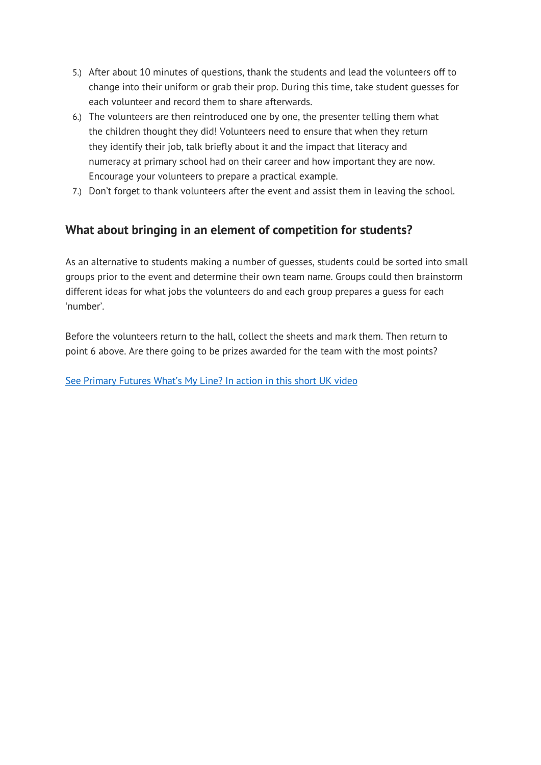5.) After about 10 minutes of questions, thank the students and lead the volunteers off to change into their uniform or grab their prop. During this time, take student guesses for each volunteer and record them to share afterwards.

6.) The volunteers are then reintroduced one by one, the presenter telling them what the children thought they did! Volunteers need to ensure that when they return they identify their job, talk briefly about it and the impact that literacy and numeracy at primary school had on their career and how important they are now. Encourage your volunteers to prepare a practical example.

7.) Don't forget to thank volunteers after the event and assist them in leaving the school.

## What about bringing in an element of competition for students?

As an alternative to students making a number of guesses, students could be sorted into small groups prior to the event and determine their own team name. Groups could then brainstorm different ideas for what jobs the volunteers do and each group prepares a guess for each 'number'.

Before the volunteers return to the hall, collect the sheets and mark them. Then return to point 6 above. Are there going to be prizes awarded for the team with the most points?

See Primary Futures What's My Line? In action in this short UK video